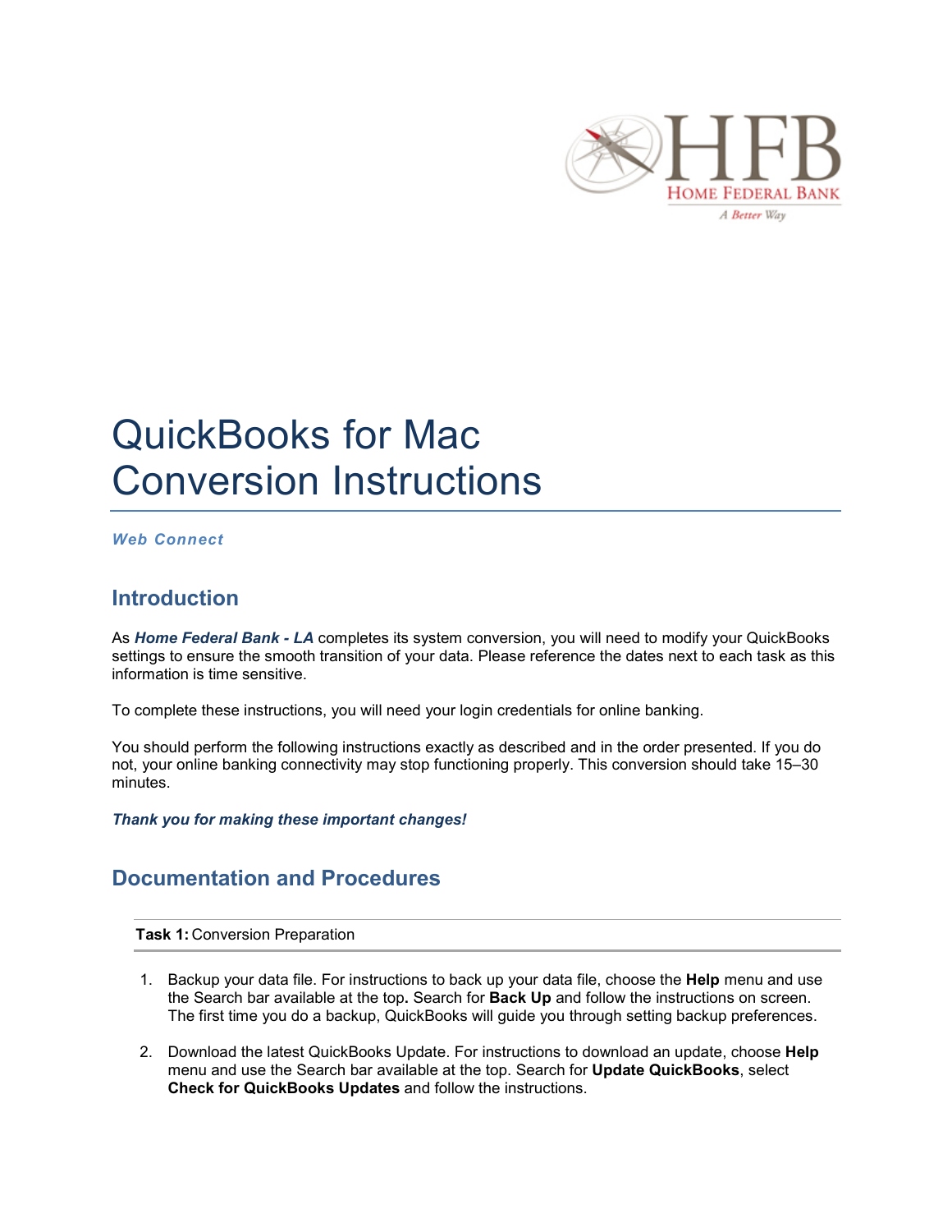HFB
HOME FEDERAL BANK
*A Better Way*

# QuickBooks for Mac Conversion Instructions

***Web Connect***

## Introduction

As ***Home Federal Bank - LA*** completes its system conversion, you will need to modify your QuickBooks settings to ensure the smooth transition of your data. Please reference the dates next to each task as this information is time sensitive.

To complete these instructions, you will need your login credentials for online banking.

You should perform the following instructions exactly as described and in the order presented. If you do not, your online banking connectivity may stop functioning properly. This conversion should take 15–30 minutes.

***Thank you for making these important changes!***

## Documentation and Procedures

**Task 1:** Conversion Preparation

1. Backup your data file. For instructions to back up your data file, choose the **Help** menu and use the Search bar available at the top**.** Search for **Back Up** and follow the instructions on screen. The first time you do a backup, QuickBooks will guide you through setting backup preferences.

2. Download the latest QuickBooks Update. For instructions to download an update, choose **Help** menu and use the Search bar available at the top. Search for **Update QuickBooks**, select **Check for QuickBooks Updates** and follow the instructions.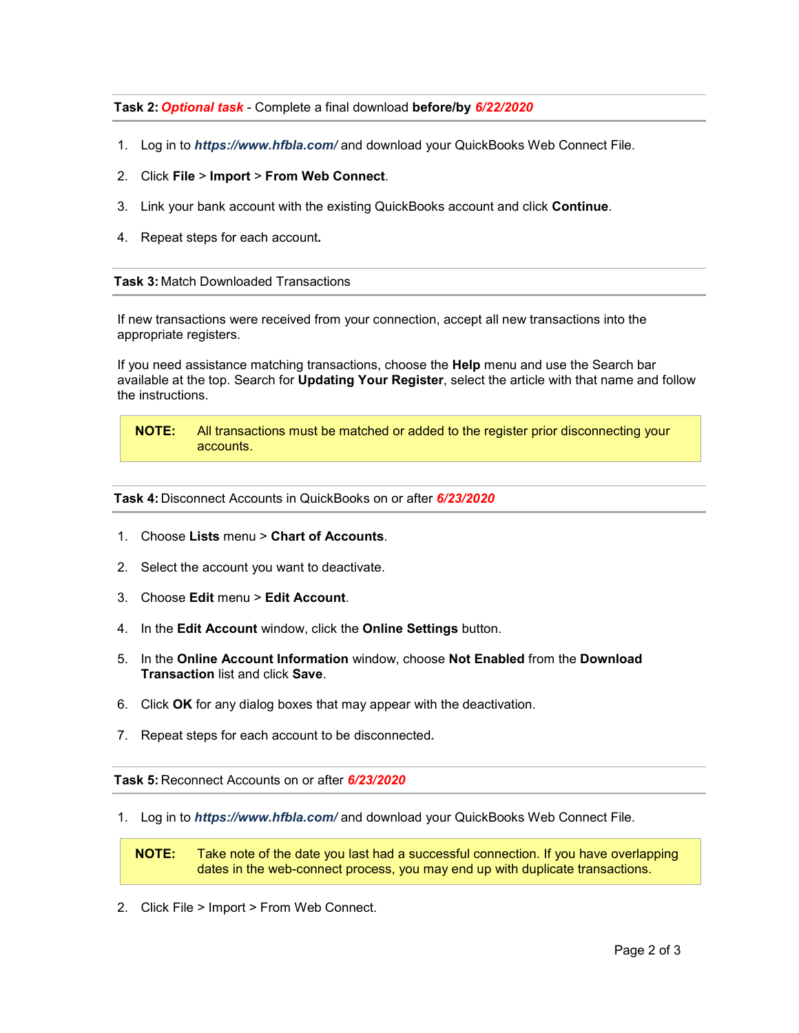**Task 2:** ***Optional task*** - Complete a final download **before/by** ***6/22/2020***

1. Log in to ***https://www.hfbla.com/*** and download your QuickBooks Web Connect File.
2. Click **File** > **Import** > **From Web Connect**.
3. Link your bank account with the existing QuickBooks account and click **Continue**.
4. Repeat steps for each account.

**Task 3:** Match Downloaded Transactions

If new transactions were received from your connection, accept all new transactions into the appropriate registers.

If you need assistance matching transactions, choose the **Help** menu and use the Search bar available at the top. Search for **Updating Your Register**, select the article with that name and follow the instructions.

> **NOTE:** All transactions must be matched or added to the register prior disconnecting your accounts.

**Task 4:** Disconnect Accounts in QuickBooks on or after ***6/23/2020***

1. Choose **Lists** menu > **Chart of Accounts**.
2. Select the account you want to deactivate.
3. Choose **Edit** menu > **Edit Account**.
4. In the **Edit Account** window, click the **Online Settings** button.
5. In the **Online Account Information** window, choose **Not Enabled** from the **Download Transaction** list and click **Save**.
6. Click **OK** for any dialog boxes that may appear with the deactivation.
7. Repeat steps for each account to be disconnected.

**Task 5:** Reconnect Accounts on or after ***6/23/2020***

1. Log in to ***https://www.hfbla.com/*** and download your QuickBooks Web Connect File.

> **NOTE:** Take note of the date you last had a successful connection. If you have overlapping dates in the web-connect process, you may end up with duplicate transactions.

2. Click File > Import > From Web Connect.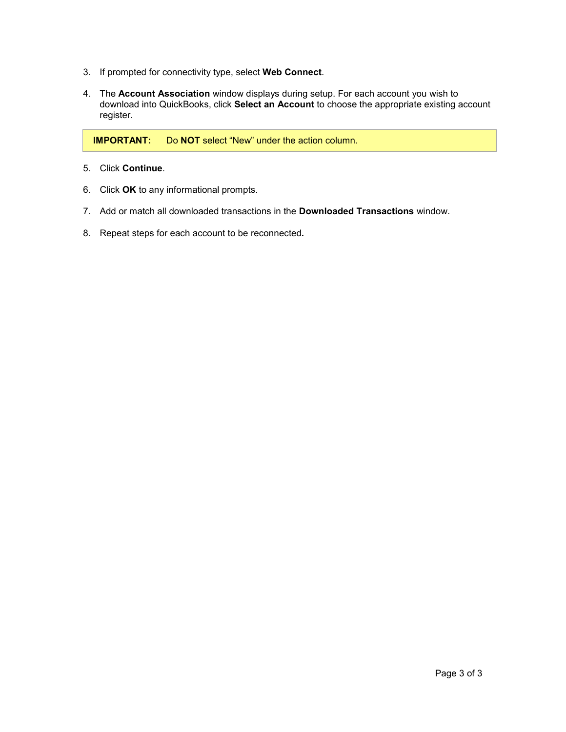3. If prompted for connectivity type, select **Web Connect**.

4. The **Account Association** window displays during setup. For each account you wish to download into QuickBooks, click **Select an Account** to choose the appropriate existing account register.

> **IMPORTANT:** Do **NOT** select "New" under the action column.

5. Click **Continue**.

6. Click **OK** to any informational prompts.

7. Add or match all downloaded transactions in the **Downloaded Transactions** window.

8. Repeat steps for each account to be reconnected**.**